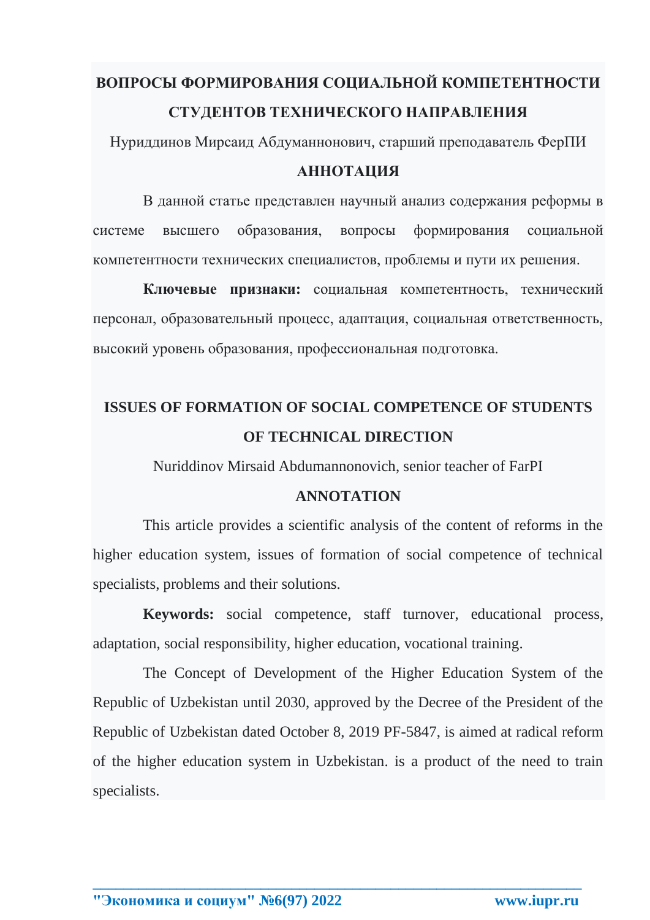# ВОПРОСЫ ФОРМИРОВАНИЯ СОЦИАЛЬНОЙ КОМПЕТЕНТНОСТИ СТУДЕНТОВ ТЕХНИЧЕСКОГО НАПРАВЛЕНИЯ

Нуриддинов Мирсаид Абдуманнонович, старший преподаватель ФерПИ

## АННОТАЦИЯ

В данной статье представлен научный анализ содержания реформы в системе высшего образования, вопросы формирования социальной компетентности технических специалистов, проблемы и пути их решения.

**Ключевые признаки:** социальная компетентность, технический персонал, образовательный процесс, адаптация, социальная ответственность, высокий уровень образования, профессиональная подготовка.

# ISSUES OF FORMATION OF SOCIAL COMPETENCE OF STUDENTS OF TECHNICAL DIRECTION

Nuriddinov Mirsaid Abdumannonovich, senior teacher of FarPI

## ANNOTATION

This article provides a scientific analysis of the content of reforms in the higher education system, issues of formation of social competence of technical specialists, problems and their solutions.

**Keywords:** social competence, staff turnover, educational process, adaptation, social responsibility, higher education, vocational training.

The Concept of Development of the Higher Education System of the Republic of Uzbekistan until 2030, approved by the Decree of the President of the Republic of Uzbekistan dated October 8, 2019 PF-5847, is aimed at radical reform of the higher education system in Uzbekistan. is a product of the need to train specialists.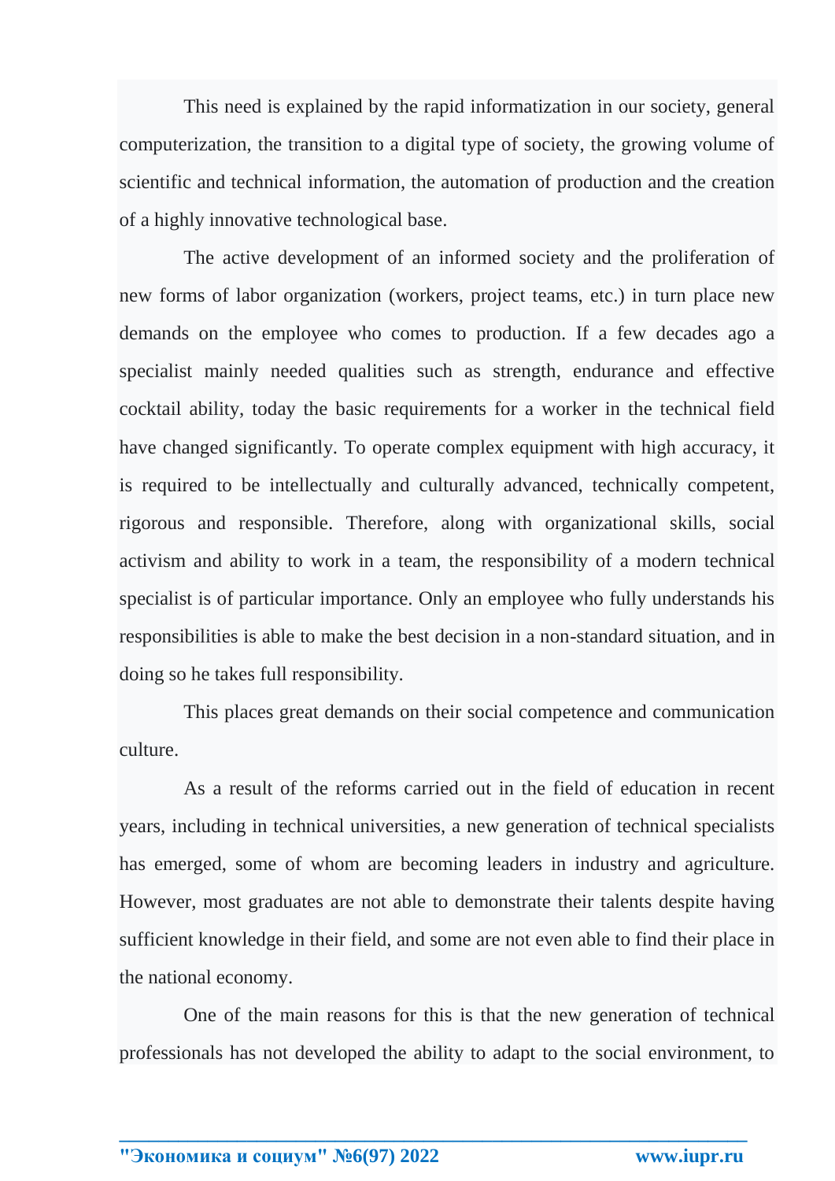This need is explained by the rapid informatization in our society, general computerization, the transition to a digital type of society, the growing volume of scientific and technical information, the automation of production and the creation of a highly innovative technological base.

The active development of an informed society and the proliferation of new forms of labor organization (workers, project teams, etc.) in turn place new demands on the employee who comes to production. If a few decades ago a specialist mainly needed qualities such as strength, endurance and effective cocktail ability, today the basic requirements for a worker in the technical field have changed significantly. To operate complex equipment with high accuracy, it is required to be intellectually and culturally advanced, technically competent, rigorous and responsible. Therefore, along with organizational skills, social activism and ability to work in a team, the responsibility of a modern technical specialist is of particular importance. Only an employee who fully understands his responsibilities is able to make the best decision in a non-standard situation, and in doing so he takes full responsibility.

This places great demands on their social competence and communication culture.

As a result of the reforms carried out in the field of education in recent years, including in technical universities, a new generation of technical specialists has emerged, some of whom are becoming leaders in industry and agriculture. However, most graduates are not able to demonstrate their talents despite having sufficient knowledge in their field, and some are not even able to find their place in the national economy.

One of the main reasons for this is that the new generation of technical professionals has not developed the ability to adapt to the social environment, to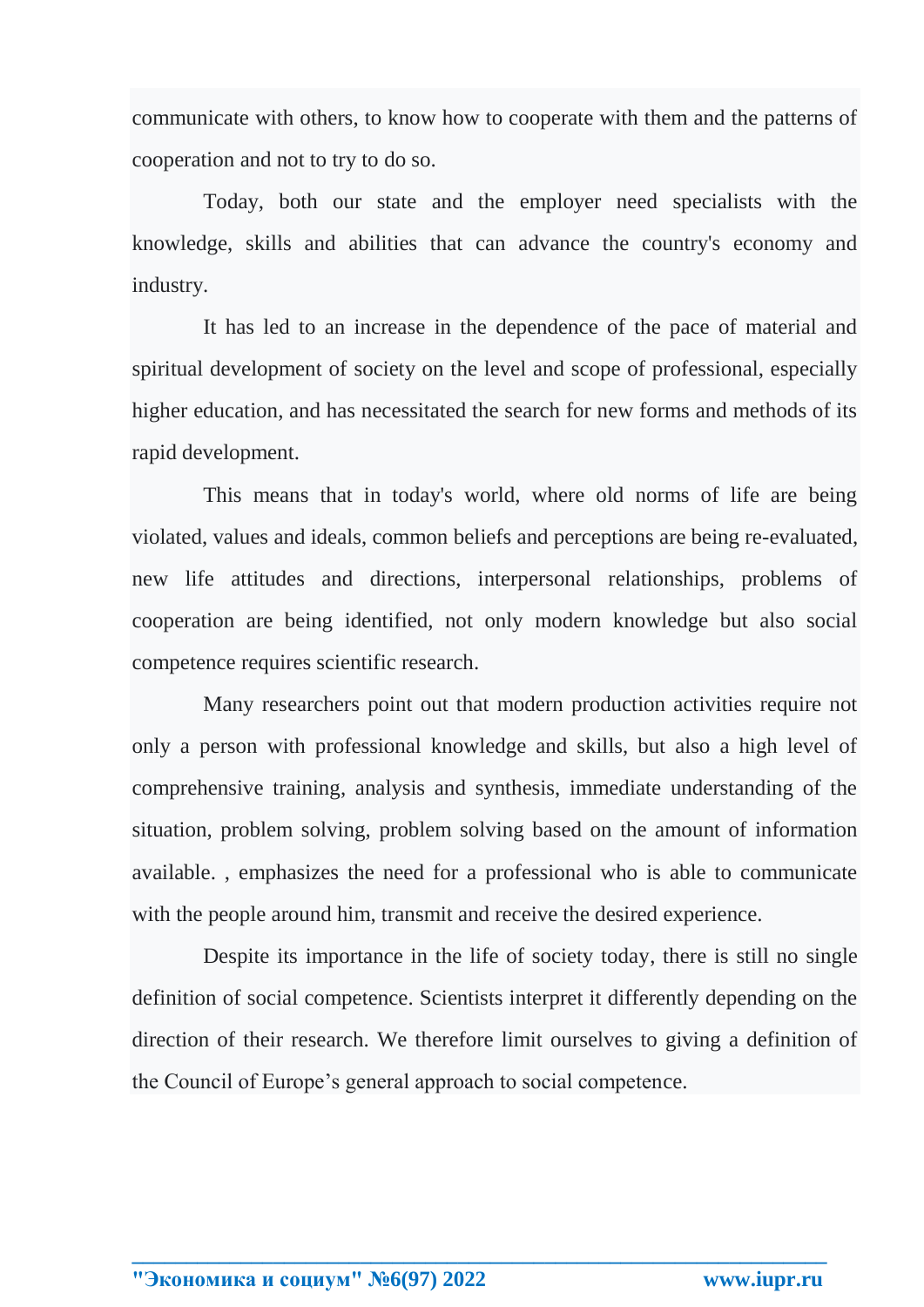communicate with others, to know how to cooperate with them and the patterns of cooperation and not to try to do so.

Today, both our state and the employer need specialists with the knowledge, skills and abilities that can advance the country's economy and industry.

It has led to an increase in the dependence of the pace of material and spiritual development of society on the level and scope of professional, especially higher education, and has necessitated the search for new forms and methods of its rapid development.

This means that in today's world, where old norms of life are being violated, values and ideals, common beliefs and perceptions are being re-evaluated, new life attitudes and directions, interpersonal relationships, problems of cooperation are being identified, not only modern knowledge but also social competence requires scientific research.

Many researchers point out that modern production activities require not only a person with professional knowledge and skills, but also a high level of comprehensive training, analysis and synthesis, immediate understanding of the situation, problem solving, problem solving based on the amount of information available. , emphasizes the need for a professional who is able to communicate with the people around him, transmit and receive the desired experience.

Despite its importance in the life of society today, there is still no single definition of social competence. Scientists interpret it differently depending on the direction of their research. We therefore limit ourselves to giving a definition of the Council of Europe's general approach to social competence.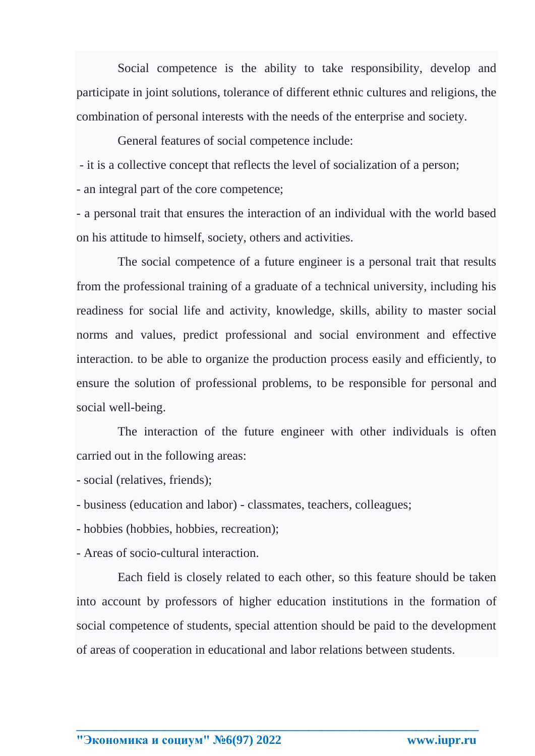Social competence is the ability to take responsibility, develop and participate in joint solutions, tolerance of different ethnic cultures and religions, the combination of personal interests with the needs of the enterprise and society.

General features of social competence include:

- it is a collective concept that reflects the level of socialization of a person;
- an integral part of the core competence;
- a personal trait that ensures the interaction of an individual with the world based on his attitude to himself, society, others and activities.

The social competence of a future engineer is a personal trait that results from the professional training of a graduate of a technical university, including his readiness for social life and activity, knowledge, skills, ability to master social norms and values, predict professional and social environment and effective interaction. to be able to organize the production process easily and efficiently, to ensure the solution of professional problems, to be responsible for personal and social well-being.

The interaction of the future engineer with other individuals is often carried out in the following areas:

- social (relatives, friends);
- business (education and labor) - classmates, teachers, colleagues;
- hobbies (hobbies, hobbies, recreation);
- Areas of socio-cultural interaction.

Each field is closely related to each other, so this feature should be taken into account by professors of higher education institutions in the formation of social competence of students, special attention should be paid to the development of areas of cooperation in educational and labor relations between students.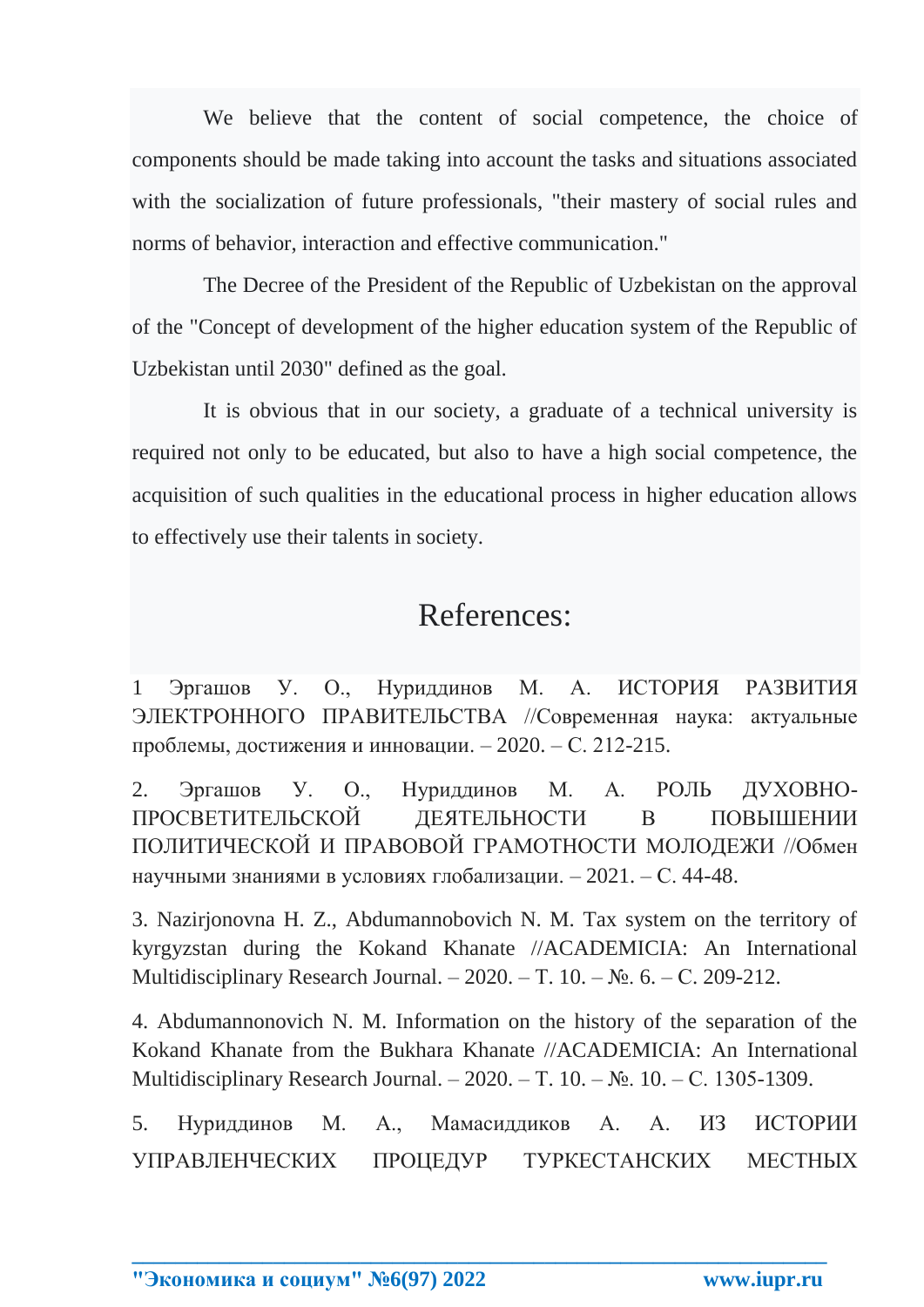We believe that the content of social competence, the choice of components should be made taking into account the tasks and situations associated with the socialization of future professionals, "their mastery of social rules and norms of behavior, interaction and effective communication."

The Decree of the President of the Republic of Uzbekistan on the approval of the "Concept of development of the higher education system of the Republic of Uzbekistan until 2030" defined as the goal.

It is obvious that in our society, a graduate of a technical university is required not only to be educated, but also to have a high social competence, the acquisition of such qualities in the educational process in higher education allows to effectively use their talents in society.

## References:

1 Эргашов У. О., Нуриддинов М. А. ИСТОРИЯ РАЗВИТИЯ ЭЛЕКТРОННОГО ПРАВИТЕЛЬСТВА //Современная наука: актуальные проблемы, достижения и инновации. – 2020. – С. 212-215.

2. Эргашов У. О., Нуриддинов М. А. РОЛЬ ДУХОВНО-ПРОСВЕТИТЕЛЬСКОЙ ДЕЯТЕЛЬНОСТИ В ПОВЫШЕНИИ ПОЛИТИЧЕСКОЙ И ПРАВОВОЙ ГРАМОТНОСТИ МОЛОДЕЖИ //Обмен научными знаниями в условиях глобализации. – 2021. – С. 44-48.

3. Nazirjonovna H. Z., Abdumannobovich N. M. Tax system on the territory of kyrgyzstan during the Kokand Khanate //ACADEMICIA: An International Multidisciplinary Research Journal. – 2020. – Т. 10. – №. 6. – С. 209-212.

4. Abdumannonovich N. M. Information on the history of the separation of the Kokand Khanate from the Bukhara Khanate //ACADEMICIA: An International Multidisciplinary Research Journal. – 2020. – Т. 10. – №. 10. – С. 1305-1309.

5. Нуриддинов М. А., Мамасиддиков А. А. ИЗ ИСТОРИИ УПРАВЛЕНЧЕСКИХ ПРОЦЕДУР ТУРКЕСТАНСКИХ МЕСТНЫХ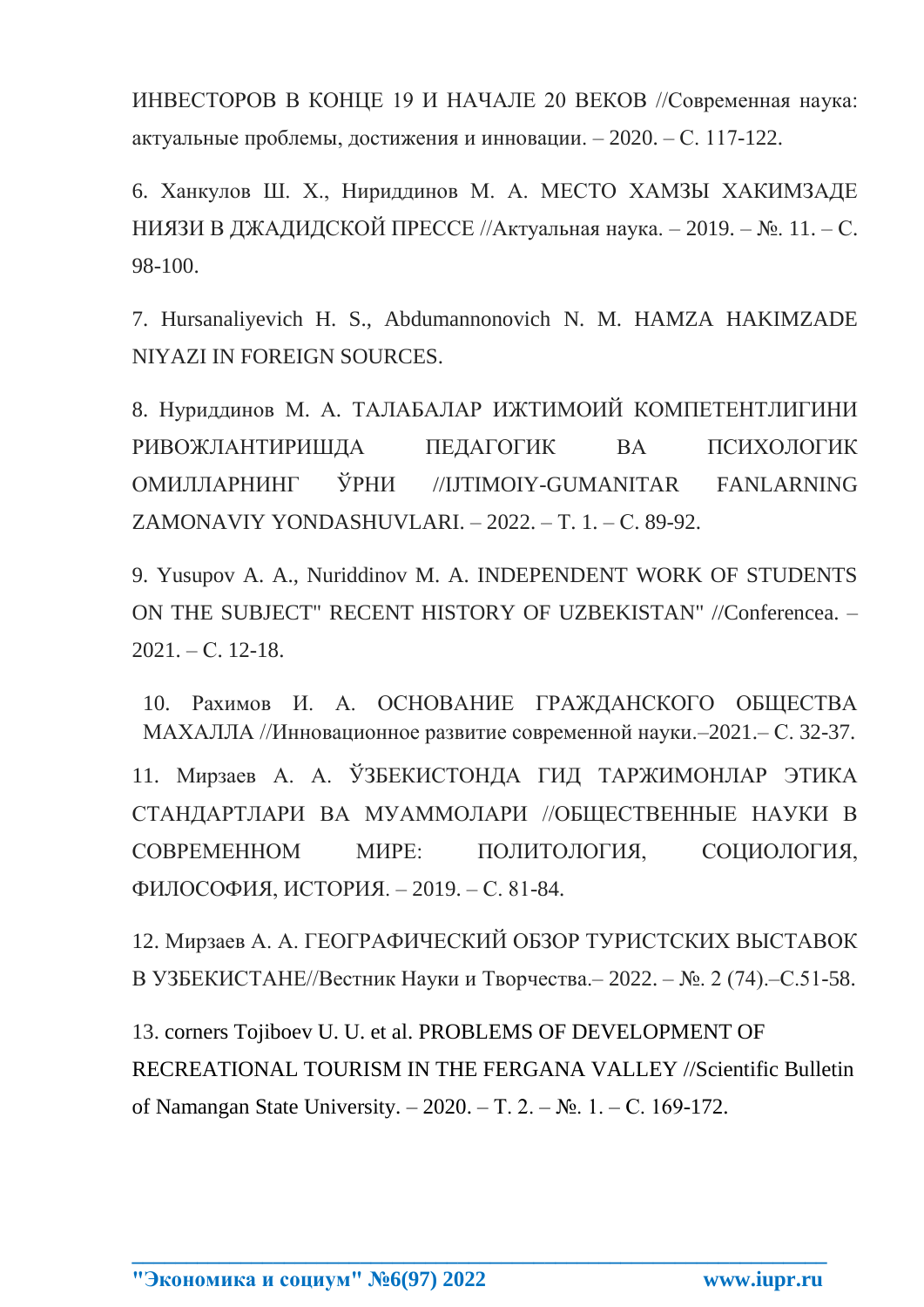ИНВЕСТОРОВ В КОНЦЕ 19 И НАЧАЛЕ 20 ВЕКОВ //Современная наука: актуальные проблемы, достижения и инновации. – 2020. – С. 117-122.

6. Ханкулов Ш. Х., Нириддинов М. А. МЕСТО ХАМЗЫ ХАКИМЗАДЕ НИЯЗИ В ДЖАДИДСКОЙ ПРЕССЕ //Актуальная наука. – 2019. – №. 11. – С. 98-100.

7. Hursanaliyevich H. S., Abdumannonovich N. M. HAMZA HAKIMZADE NIYAZI IN FOREIGN SOURCES.

8. Нуриддинов М. А. ТАЛАБАЛАР ИЖТИМОИЙ КОМПЕТЕНТЛИГИНИ РИВОЖЛАНТИРИШДА ПЕДАГОГИК ВА ПСИХОЛОГИК ОМИЛЛАРНИНГ ЎРНИ //IJTIMOIY-GUMANITAR FANLARNING ZAMONAVIY YONDASHUVLARI. – 2022. – Т. 1. – С. 89-92.

9. Yusupov A. A., Nuriddinov M. A. INDEPENDENT WORK OF STUDENTS ON THE SUBJECT" RECENT HISTORY OF UZBEKISTAN" //Conferencea. – 2021. – С. 12-18.

10. Рахимов И. А. ОСНОВАНИЕ ГРАЖДАНСКОГО ОБЩЕСТВА МАХАЛЛА //Инновационное развитие современной науки.–2021.– С. 32-37.

11. Мирзаев А. А. ЎЗБЕКИСТОНДА ГИД ТАРЖИМОНЛАР ЭТИКА СТАНДАРТЛАРИ ВА МУАММОЛАРИ //ОБЩЕСТВЕННЫЕ НАУКИ В СОВРЕМЕННОМ МИРЕ: ПОЛИТОЛОГИЯ, СОЦИОЛОГИЯ, ФИЛОСОФИЯ, ИСТОРИЯ. – 2019. – С. 81-84.

12. Мирзаев А. А. ГЕОГРАФИЧЕСКИЙ ОБЗОР ТУРИСТСКИХ ВЫСТАВОК В УЗБЕКИСТАНЕ//Вестник Науки и Творчества.– 2022. – №. 2 (74).–С.51-58.

13. corners Tojiboev U. U. et al. PROBLEMS OF DEVELOPMENT OF RECREATIONAL TOURISM IN THE FERGANA VALLEY //Scientific Bulletin of Namangan State University. – 2020. – Т. 2. – №. 1. – С. 169-172.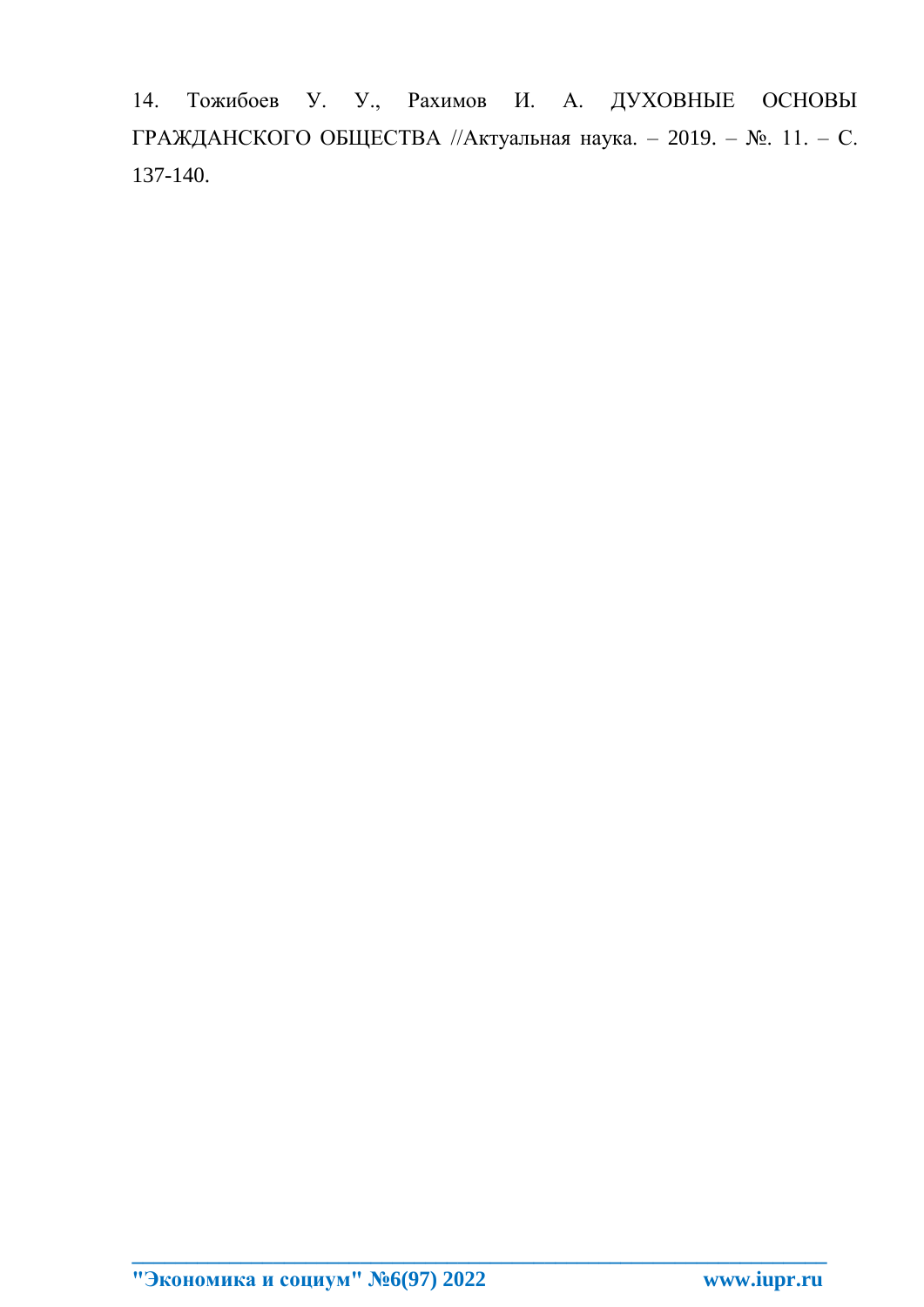14. Тожибоев У. У., Рахимов И. А. ДУХОВНЫЕ ОСНОВЫ ГРАЖДАНСКОГО ОБЩЕСТВА //Актуальная наука. – 2019. – №. 11. – С. 137-140.